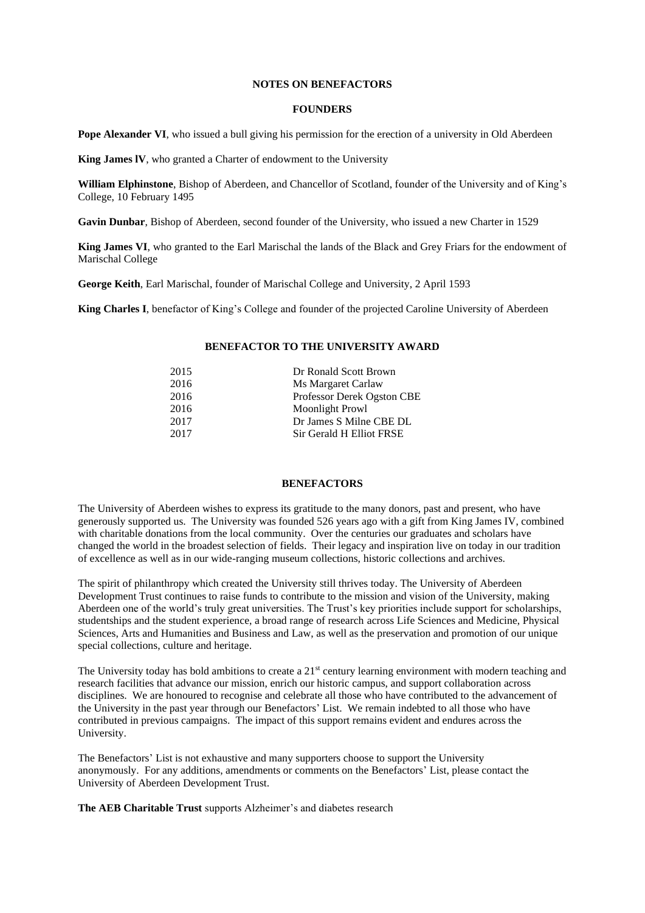## NOTES ON BENEFACTORS

### FOUNDERS

**Pope Alexander VI**, who issued a bull giving his permission for the erection of a university in Old Aberdeen

**King James lV**, who granted a Charter of endowment to the University

**William Elphinstone**, Bishop of Aberdeen, and Chancellor of Scotland, founder of the University and of King's College, 10 February 1495

**Gavin Dunbar**, Bishop of Aberdeen, second founder of the University, who issued a new Charter in 1529

**King James VI**, who granted to the Earl Marischal the lands of the Black and Grey Friars for the endowment of Marischal College

**George Keith**, Earl Marischal, founder of Marischal College and University, 2 April 1593

**King Charles I**, benefactor of King's College and founder of the projected Caroline University of Aberdeen

### BENEFACTOR TO THE UNIVERSITY AWARD

| | |
|---|---|
| 2015 | Dr Ronald Scott Brown |
| 2016 | Ms Margaret Carlaw |
| 2016 | Professor Derek Ogston CBE |
| 2016 | Moonlight Prowl |
| 2017 | Dr James S Milne CBE DL |
| 2017 | Sir Gerald H Elliot FRSE |

### BENEFACTORS

The University of Aberdeen wishes to express its gratitude to the many donors, past and present, who have generously supported us. The University was founded 526 years ago with a gift from King James IV, combined with charitable donations from the local community. Over the centuries our graduates and scholars have changed the world in the broadest selection of fields. Their legacy and inspiration live on today in our tradition of excellence as well as in our wide-ranging museum collections, historic collections and archives.

The spirit of philanthropy which created the University still thrives today. The University of Aberdeen Development Trust continues to raise funds to contribute to the mission and vision of the University, making Aberdeen one of the world's truly great universities. The Trust's key priorities include support for scholarships, studentships and the student experience, a broad range of research across Life Sciences and Medicine, Physical Sciences, Arts and Humanities and Business and Law, as well as the preservation and promotion of our unique special collections, culture and heritage.

The University today has bold ambitions to create a 21st century learning environment with modern teaching and research facilities that advance our mission, enrich our historic campus, and support collaboration across disciplines. We are honoured to recognise and celebrate all those who have contributed to the advancement of the University in the past year through our Benefactors' List. We remain indebted to all those who have contributed in previous campaigns. The impact of this support remains evident and endures across the University.

The Benefactors' List is not exhaustive and many supporters choose to support the University anonymously. For any additions, amendments or comments on the Benefactors' List, please contact the University of Aberdeen Development Trust.

**The AEB Charitable Trust** supports Alzheimer's and diabetes research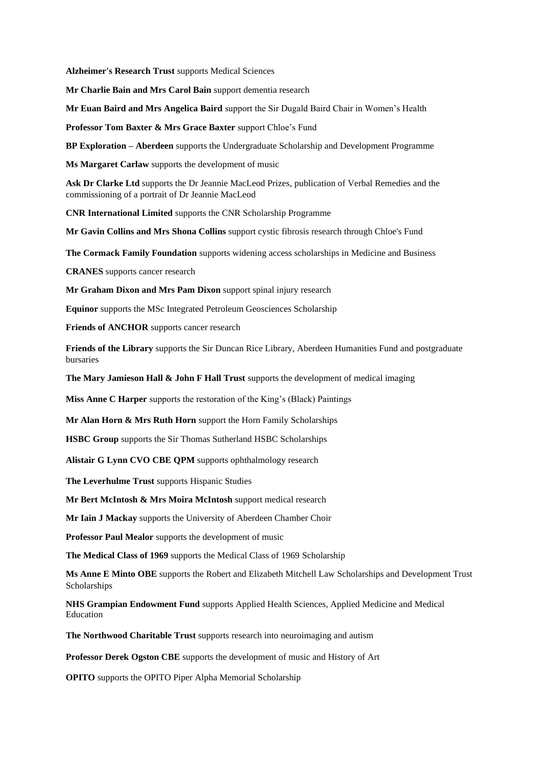**Alzheimer's Research Trust** supports Medical Sciences

**Mr Charlie Bain and Mrs Carol Bain** support dementia research

**Mr Euan Baird and Mrs Angelica Baird** support the Sir Dugald Baird Chair in Women's Health

**Professor Tom Baxter & Mrs Grace Baxter** support Chloe's Fund

**BP Exploration – Aberdeen** supports the Undergraduate Scholarship and Development Programme

**Ms Margaret Carlaw** supports the development of music

**Ask Dr Clarke Ltd** supports the Dr Jeannie MacLeod Prizes, publication of Verbal Remedies and the commissioning of a portrait of Dr Jeannie MacLeod

**CNR International Limited** supports the CNR Scholarship Programme

**Mr Gavin Collins and Mrs Shona Collins** support cystic fibrosis research through Chloe's Fund

**The Cormack Family Foundation** supports widening access scholarships in Medicine and Business

**CRANES** supports cancer research

**Mr Graham Dixon and Mrs Pam Dixon** support spinal injury research

**Equinor** supports the MSc Integrated Petroleum Geosciences Scholarship

**Friends of ANCHOR** supports cancer research

**Friends of the Library** supports the Sir Duncan Rice Library, Aberdeen Humanities Fund and postgraduate bursaries

**The Mary Jamieson Hall & John F Hall Trust** supports the development of medical imaging

**Miss Anne C Harper** supports the restoration of the King's (Black) Paintings

**Mr Alan Horn & Mrs Ruth Horn** support the Horn Family Scholarships

**HSBC Group** supports the Sir Thomas Sutherland HSBC Scholarships

**Alistair G Lynn CVO CBE QPM** supports ophthalmology research

**The Leverhulme Trust** supports Hispanic Studies

**Mr Bert McIntosh & Mrs Moira McIntosh** support medical research

**Mr Iain J Mackay** supports the University of Aberdeen Chamber Choir

**Professor Paul Mealor** supports the development of music

**The Medical Class of 1969** supports the Medical Class of 1969 Scholarship

**Ms Anne E Minto OBE** supports the Robert and Elizabeth Mitchell Law Scholarships and Development Trust Scholarships

**NHS Grampian Endowment Fund** supports Applied Health Sciences, Applied Medicine and Medical Education

**The Northwood Charitable Trust** supports research into neuroimaging and autism

**Professor Derek Ogston CBE** supports the development of music and History of Art

**OPITO** supports the OPITO Piper Alpha Memorial Scholarship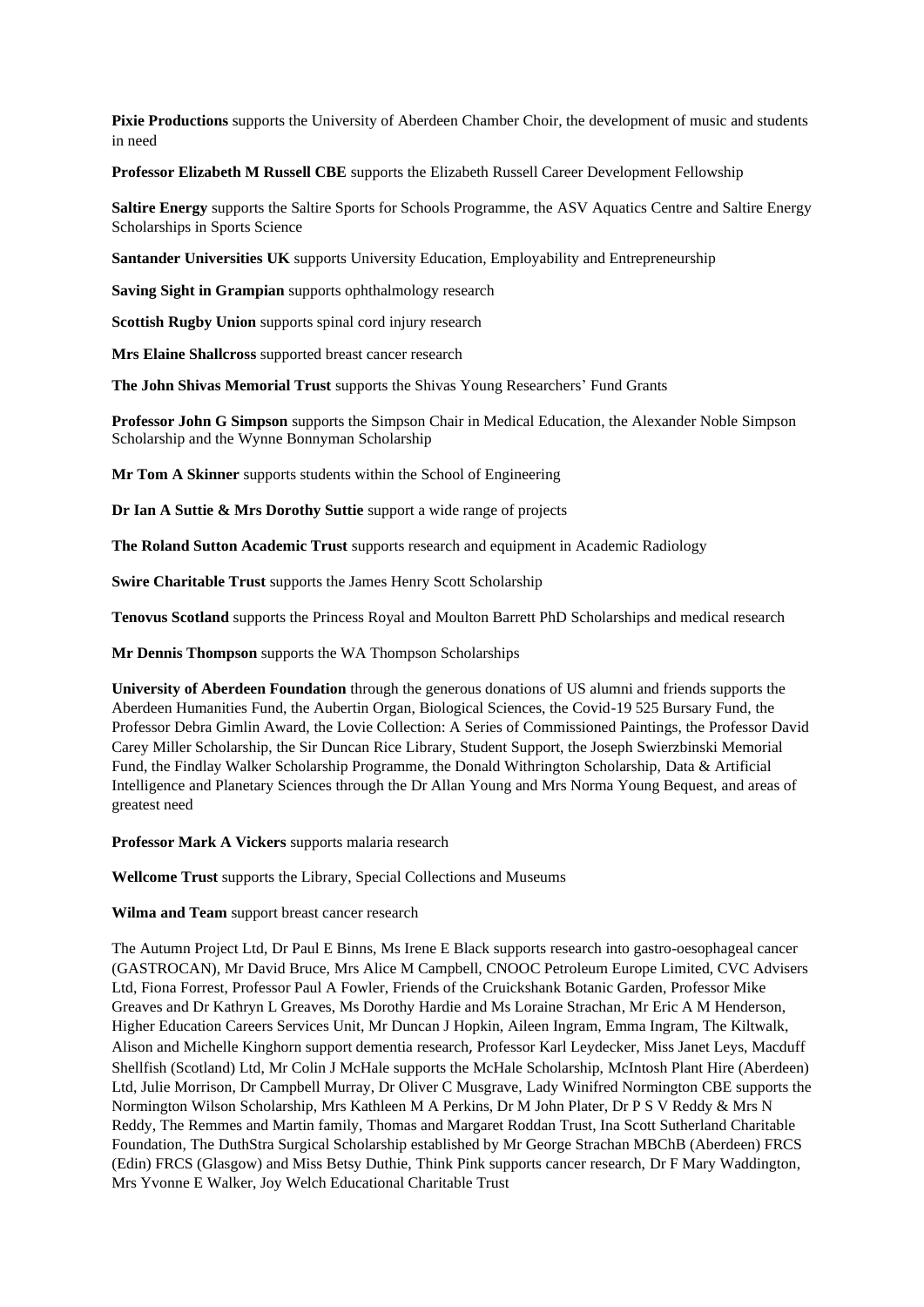**Pixie Productions** supports the University of Aberdeen Chamber Choir, the development of music and students in need

**Professor Elizabeth M Russell CBE** supports the Elizabeth Russell Career Development Fellowship

**Saltire Energy** supports the Saltire Sports for Schools Programme, the ASV Aquatics Centre and Saltire Energy Scholarships in Sports Science

**Santander Universities UK** supports University Education, Employability and Entrepreneurship

**Saving Sight in Grampian** supports ophthalmology research

**Scottish Rugby Union** supports spinal cord injury research

**Mrs Elaine Shallcross** supported breast cancer research

**The John Shivas Memorial Trust** supports the Shivas Young Researchers' Fund Grants

**Professor John G Simpson** supports the Simpson Chair in Medical Education, the Alexander Noble Simpson Scholarship and the Wynne Bonnyman Scholarship

**Mr Tom A Skinner** supports students within the School of Engineering

**Dr Ian A Suttie & Mrs Dorothy Suttie** support a wide range of projects

**The Roland Sutton Academic Trust** supports research and equipment in Academic Radiology

**Swire Charitable Trust** supports the James Henry Scott Scholarship

**Tenovus Scotland** supports the Princess Royal and Moulton Barrett PhD Scholarships and medical research

**Mr Dennis Thompson** supports the WA Thompson Scholarships

**University of Aberdeen Foundation** through the generous donations of US alumni and friends supports the Aberdeen Humanities Fund, the Aubertin Organ, Biological Sciences, the Covid-19 525 Bursary Fund, the Professor Debra Gimlin Award, the Lovie Collection: A Series of Commissioned Paintings, the Professor David Carey Miller Scholarship, the Sir Duncan Rice Library, Student Support, the Joseph Swierzbinski Memorial Fund, the Findlay Walker Scholarship Programme, the Donald Withrington Scholarship, Data & Artificial Intelligence and Planetary Sciences through the Dr Allan Young and Mrs Norma Young Bequest, and areas of greatest need

**Professor Mark A Vickers** supports malaria research

**Wellcome Trust** supports the Library, Special Collections and Museums

**Wilma and Team** support breast cancer research

The Autumn Project Ltd, Dr Paul E Binns, Ms Irene E Black supports research into gastro-oesophageal cancer (GASTROCAN), Mr David Bruce, Mrs Alice M Campbell, CNOOC Petroleum Europe Limited, CVC Advisers Ltd, Fiona Forrest, Professor Paul A Fowler, Friends of the Cruickshank Botanic Garden, Professor Mike Greaves and Dr Kathryn L Greaves, Ms Dorothy Hardie and Ms Loraine Strachan, Mr Eric A M Henderson, Higher Education Careers Services Unit, Mr Duncan J Hopkin, Aileen Ingram, Emma Ingram, The Kiltwalk, Alison and Michelle Kinghorn support dementia research, Professor Karl Leydecker, Miss Janet Leys, Macduff Shellfish (Scotland) Ltd, Mr Colin J McHale supports the McHale Scholarship, McIntosh Plant Hire (Aberdeen) Ltd, Julie Morrison, Dr Campbell Murray, Dr Oliver C Musgrave, Lady Winifred Normington CBE supports the Normington Wilson Scholarship, Mrs Kathleen M A Perkins, Dr M John Plater, Dr P S V Reddy & Mrs N Reddy, The Remmes and Martin family, Thomas and Margaret Roddan Trust, Ina Scott Sutherland Charitable Foundation, The DuthStra Surgical Scholarship established by Mr George Strachan MBChB (Aberdeen) FRCS (Edin) FRCS (Glasgow) and Miss Betsy Duthie, Think Pink supports cancer research, Dr F Mary Waddington, Mrs Yvonne E Walker, Joy Welch Educational Charitable Trust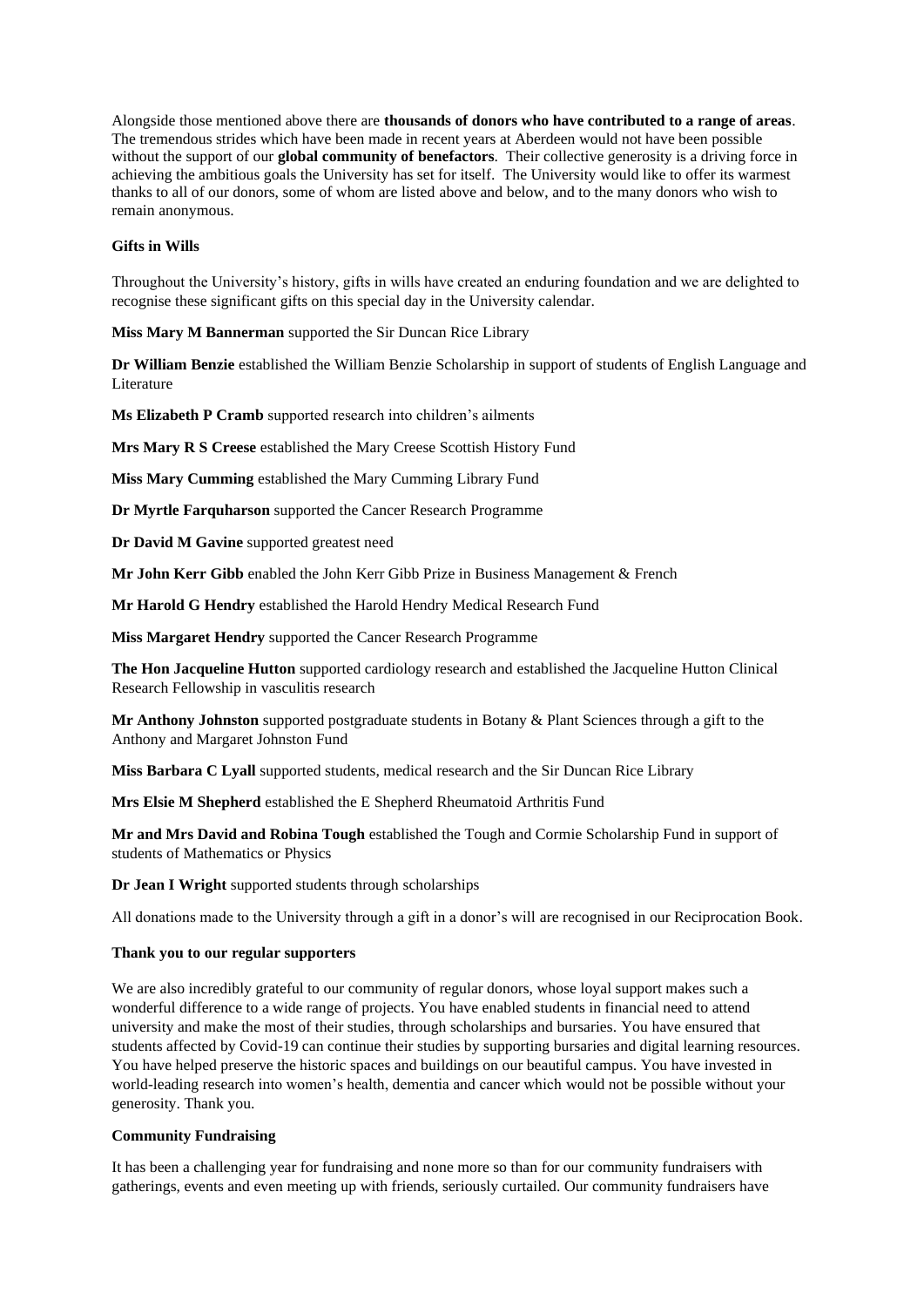Alongside those mentioned above there are **thousands of donors who have contributed to a range of areas**. The tremendous strides which have been made in recent years at Aberdeen would not have been possible without the support of our **global community of benefactors**. Their collective generosity is a driving force in achieving the ambitious goals the University has set for itself. The University would like to offer its warmest thanks to all of our donors, some of whom are listed above and below, and to the many donors who wish to remain anonymous.

**Gifts in Wills**

Throughout the University's history, gifts in wills have created an enduring foundation and we are delighted to recognise these significant gifts on this special day in the University calendar.

**Miss Mary M Bannerman** supported the Sir Duncan Rice Library

**Dr William Benzie** established the William Benzie Scholarship in support of students of English Language and Literature

**Ms Elizabeth P Cramb** supported research into children's ailments

**Mrs Mary R S Creese** established the Mary Creese Scottish History Fund

**Miss Mary Cumming** established the Mary Cumming Library Fund

**Dr Myrtle Farquharson** supported the Cancer Research Programme

**Dr David M Gavine** supported greatest need

**Mr John Kerr Gibb** enabled the John Kerr Gibb Prize in Business Management & French

**Mr Harold G Hendry** established the Harold Hendry Medical Research Fund

**Miss Margaret Hendry** supported the Cancer Research Programme

**The Hon Jacqueline Hutton** supported cardiology research and established the Jacqueline Hutton Clinical Research Fellowship in vasculitis research

**Mr Anthony Johnston** supported postgraduate students in Botany & Plant Sciences through a gift to the Anthony and Margaret Johnston Fund

**Miss Barbara C Lyall** supported students, medical research and the Sir Duncan Rice Library

**Mrs Elsie M Shepherd** established the E Shepherd Rheumatoid Arthritis Fund

**Mr and Mrs David and Robina Tough** established the Tough and Cormie Scholarship Fund in support of students of Mathematics or Physics

**Dr Jean I Wright** supported students through scholarships

All donations made to the University through a gift in a donor's will are recognised in our Reciprocation Book.

**Thank you to our regular supporters**

We are also incredibly grateful to our community of regular donors, whose loyal support makes such a wonderful difference to a wide range of projects. You have enabled students in financial need to attend university and make the most of their studies, through scholarships and bursaries. You have ensured that students affected by Covid-19 can continue their studies by supporting bursaries and digital learning resources. You have helped preserve the historic spaces and buildings on our beautiful campus. You have invested in world-leading research into women's health, dementia and cancer which would not be possible without your generosity. Thank you.

**Community Fundraising**

It has been a challenging year for fundraising and none more so than for our community fundraisers with gatherings, events and even meeting up with friends, seriously curtailed. Our community fundraisers have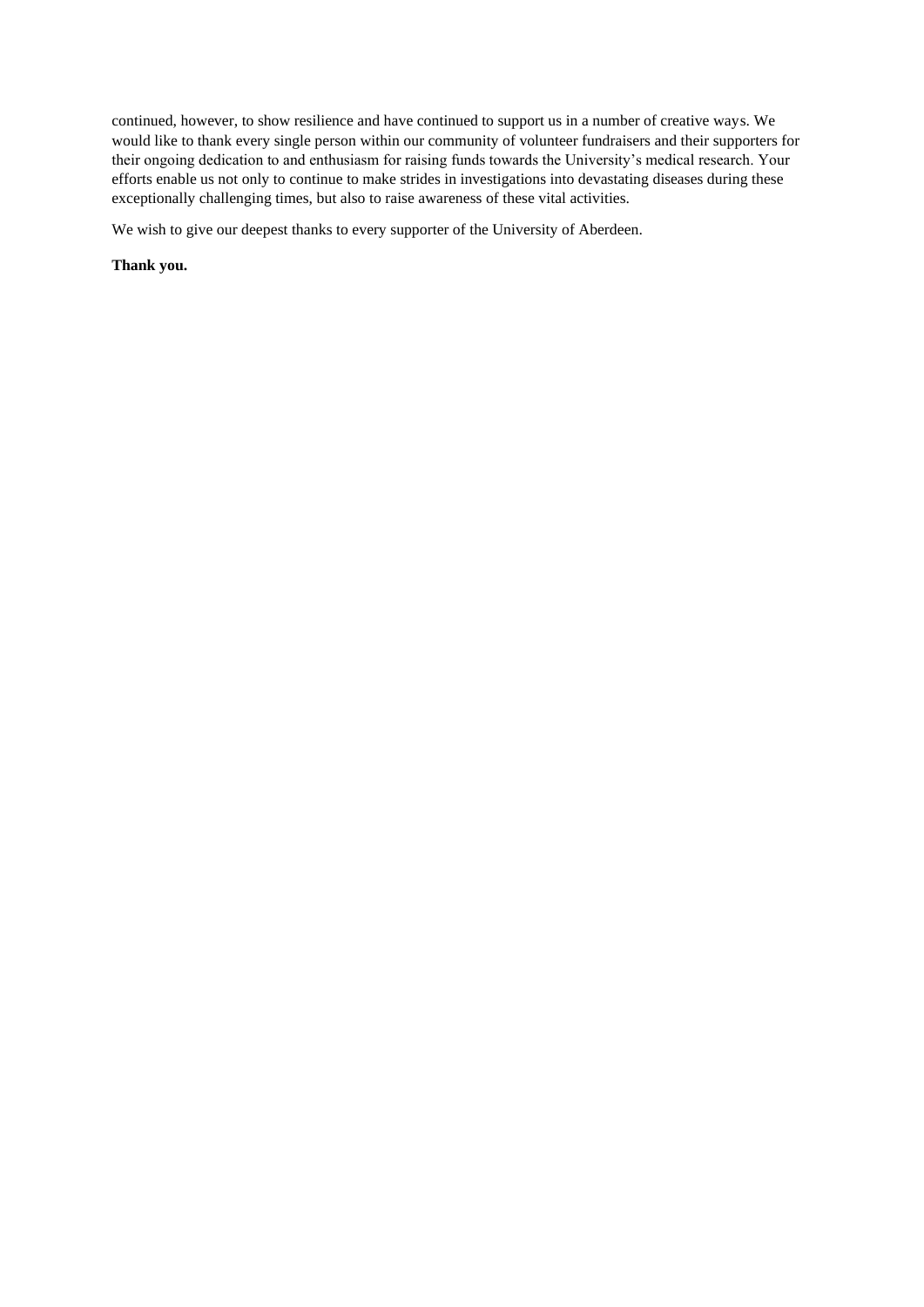continued, however, to show resilience and have continued to support us in a number of creative ways. We would like to thank every single person within our community of volunteer fundraisers and their supporters for their ongoing dedication to and enthusiasm for raising funds towards the University's medical research. Your efforts enable us not only to continue to make strides in investigations into devastating diseases during these exceptionally challenging times, but also to raise awareness of these vital activities.

We wish to give our deepest thanks to every supporter of the University of Aberdeen.

**Thank you.**